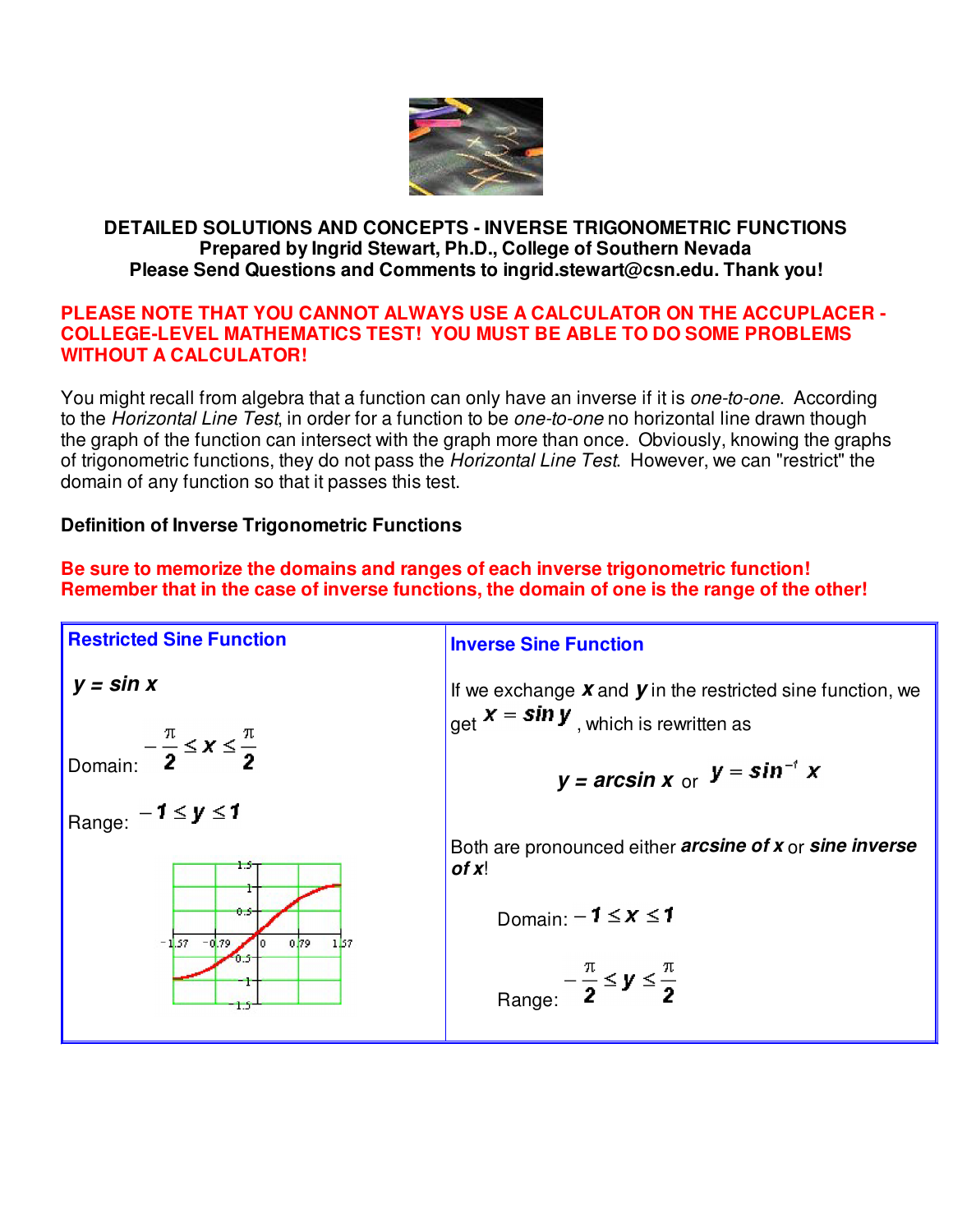**DETAILED SOLUTIONS AND CONCEPTS - INVERSE TRIGONOMETRIC FUNCTIONS**
**Prepared by Ingrid Stewart, Ph.D., College of Southern Nevada**
**Please Send Questions and Comments to ingrid.stewart@csn.edu. Thank you!**

**PLEASE NOTE THAT YOU CANNOT ALWAYS USE A CALCULATOR ON THE ACCUPLACER - COLLEGE-LEVEL MATHEMATICS TEST! YOU MUST BE ABLE TO DO SOME PROBLEMS WITHOUT A CALCULATOR!**

You might recall from algebra that a function can only have an inverse if it is *one-to-one*. According to the *Horizontal Line Test*, in order for a function to be *one-to-one* no horizontal line drawn though the graph of the function can intersect with the graph more than once. Obviously, knowing the graphs of trigonometric functions, they do not pass the *Horizontal Line Test*. However, we can "restrict" the domain of any function so that it passes this test.

**Definition of Inverse Trigonometric Functions**

**Be sure to memorize the domains and ranges of each inverse trigonometric function! Remember that in the case of inverse functions, the domain of one is the range of the other!**

| Restricted Sine Function | Inverse Sine Function |
|---|---|
| $y = \sin x$ <br><br> Domain: $-\frac{\pi}{2} \le x \le \frac{\pi}{2}$ <br><br> Range: $-1 \le y \le 1$ | If we exchange $x$ and $y$ in the restricted sine function, we get $x = \sin y$, which is rewritten as <br><br> $y = \arcsin x$ or $y = \sin^{-1} x$ <br><br> Both are pronounced either ***arcsine of x*** or ***sine inverse of x***! <br><br> Domain: $-1 \le x \le 1$ <br><br> Range: $-\frac{\pi}{2} \le y \le \frac{\pi}{2}$ |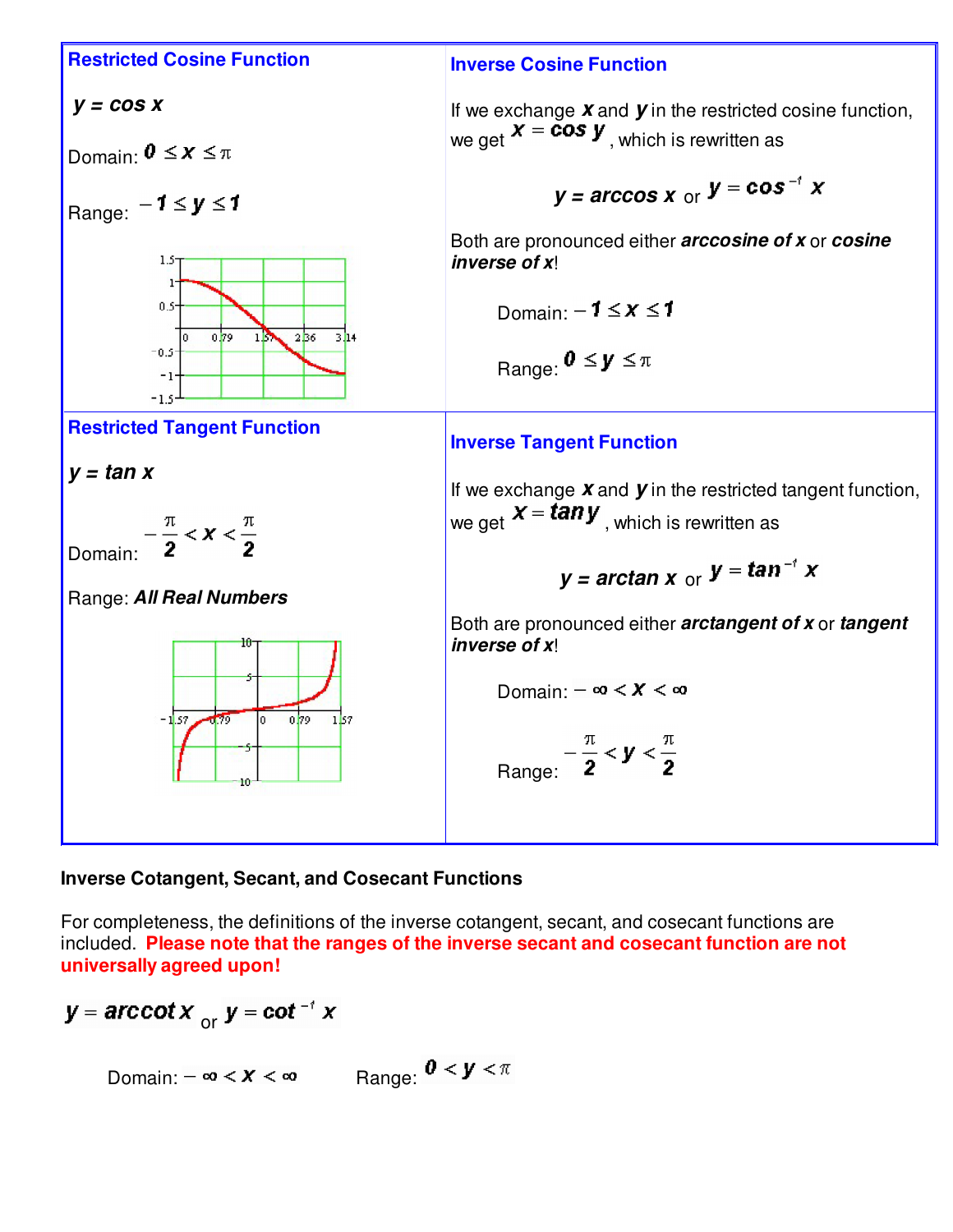| **Restricted Cosine Function** | **Inverse Cosine Function** |
| --- | --- |
| $y = \cos x$<br><br>Domain: $0 \le x \le \pi$<br><br>Range: $-1 \le y \le 1$ | If we exchange $x$ and $y$ in the restricted cosine function, we get $x = \cos y$, which is rewritten as<br><br>$y = \arccos x$ or $y = \cos^{-1} x$<br><br>Both are pronounced either ***arccosine of x*** or ***cosine inverse of x***!<br><br>Domain: $-1 \le x \le 1$<br><br>Range: $0 \le y \le \pi$ |
| **Restricted Tangent Function** | **Inverse Tangent Function** |
| $y = \tan x$<br><br>Domain: $-\frac{\pi}{2} < x < \frac{\pi}{2}$<br><br>Range: ***All Real Numbers*** | If we exchange $x$ and $y$ in the restricted tangent function, we get $x = \tan y$, which is rewritten as<br><br>$y = \arctan x$ or $y = \tan^{-1} x$<br><br>Both are pronounced either ***arctangent of x*** or ***tangent inverse of x***!<br><br>Domain: $-\infty < x < \infty$<br><br>Range: $-\frac{\pi}{2} < y < \frac{\pi}{2}$ |

**Inverse Cotangent, Secant, and Cosecant Functions**

For completeness, the definitions of the inverse cotangent, secant, and cosecant functions are included. **Please note that the ranges of the inverse secant and cosecant function are not universally agreed upon!**

$y = \operatorname{arccot} x$ or $y = \cot^{-1} x$

Domain: $-\infty < x < \infty$ Range: $0 < y < \pi$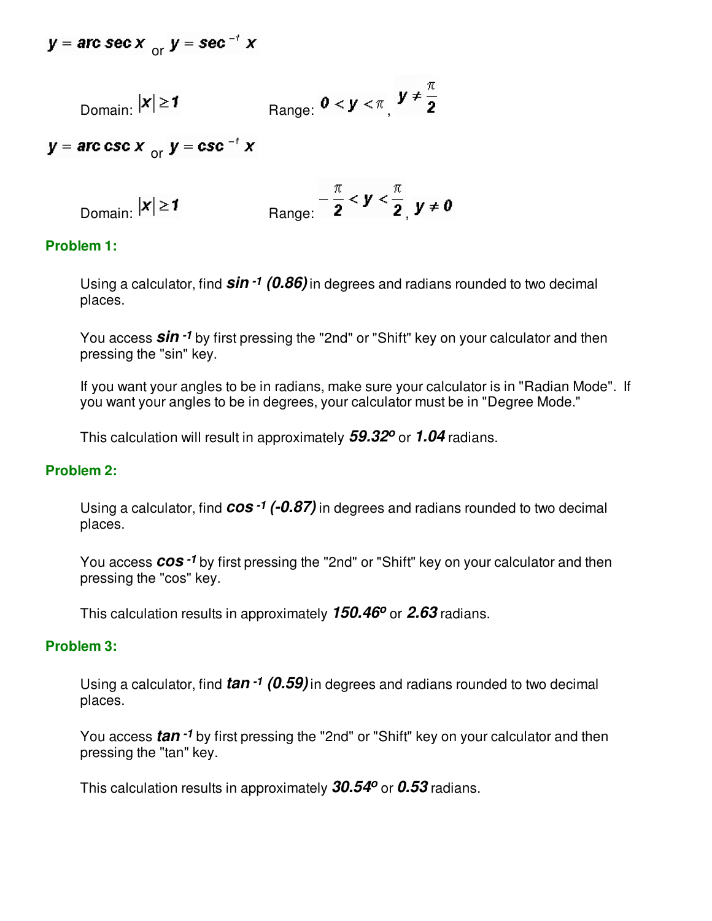$y = \text{arc sec } x$ or $y = \sec^{-1} x$

Domain: $|x| \geq 1$ Range: $0 < y < \pi$, $y \neq \frac{\pi}{2}$

$y = \text{arc csc } x$ or $y = \csc^{-1} x$

Domain: $|x| \geq 1$ Range: $-\frac{\pi}{2} < y < \frac{\pi}{2}$, $y \neq 0$

**Problem 1:**

Using a calculator, find $\sin^{-1}(0.86)$ in degrees and radians rounded to two decimal places.

You access $\sin^{-1}$ by first pressing the "2nd" or "Shift" key on your calculator and then pressing the "sin" key.

If you want your angles to be in radians, make sure your calculator is in "Radian Mode". If you want your angles to be in degrees, your calculator must be in "Degree Mode."

This calculation will result in approximately $59.32^o$ or **1.04** radians.

**Problem 2:**

Using a calculator, find $\cos^{-1}(-0.87)$ in degrees and radians rounded to two decimal places.

You access $\cos^{-1}$ by first pressing the "2nd" or "Shift" key on your calculator and then pressing the "cos" key.

This calculation results in approximately $150.46^o$ or **2.63** radians.

**Problem 3:**

Using a calculator, find $\tan^{-1}(0.59)$ in degrees and radians rounded to two decimal places.

You access $\tan^{-1}$ by first pressing the "2nd" or "Shift" key on your calculator and then pressing the "tan" key.

This calculation results in approximately $30.54^o$ or **0.53** radians.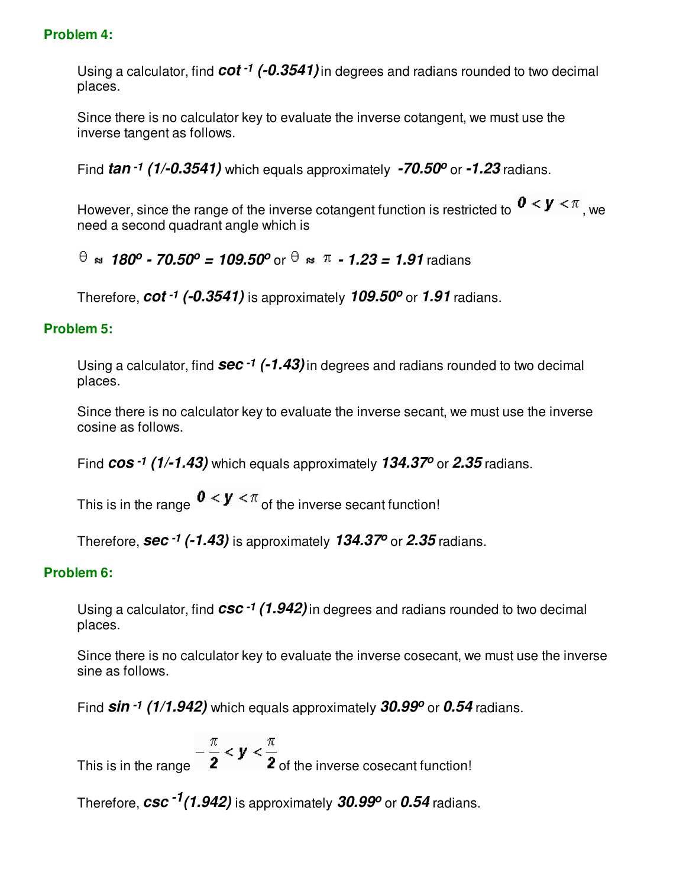### Problem 4:

Using a calculator, find $\cot^{-1}(-0.3541)$ in degrees and radians rounded to two decimal places.

Since there is no calculator key to evaluate the inverse cotangent, we must use the inverse tangent as follows.

Find $\tan^{-1}(1/-0.3541)$ which equals approximately $-70.50^o$ or $-1.23$ radians.

However, since the range of the inverse cotangent function is restricted to $0 < y < \pi$, we need a second quadrant angle which is

$\theta \approx 180^o - 70.50^o = 109.50^o$ or $\theta \approx \pi - 1.23 = 1.91$ radians

Therefore, $\cot^{-1}(-0.3541)$ is approximately $109.50^o$ or $1.91$ radians.

### Problem 5:

Using a calculator, find $\sec^{-1}(-1.43)$ in degrees and radians rounded to two decimal places.

Since there is no calculator key to evaluate the inverse secant, we must use the inverse cosine as follows.

Find $\cos^{-1}(1/-1.43)$ which equals approximately $134.37^o$ or $2.35$ radians.

This is in the range $0 < y < \pi$ of the inverse secant function!

Therefore, $\sec^{-1}(-1.43)$ is approximately $134.37^o$ or $2.35$ radians.

### Problem 6:

Using a calculator, find $\csc^{-1}(1.942)$ in degrees and radians rounded to two decimal places.

Since there is no calculator key to evaluate the inverse cosecant, we must use the inverse sine as follows.

Find $\sin^{-1}(1/1.942)$ which equals approximately $30.99^o$ or $0.54$ radians.

This is in the range $-\frac{\pi}{2} < y < \frac{\pi}{2}$ of the inverse cosecant function!

Therefore, $\csc^{-1}(1.942)$ is approximately $30.99^o$ or $0.54$ radians.